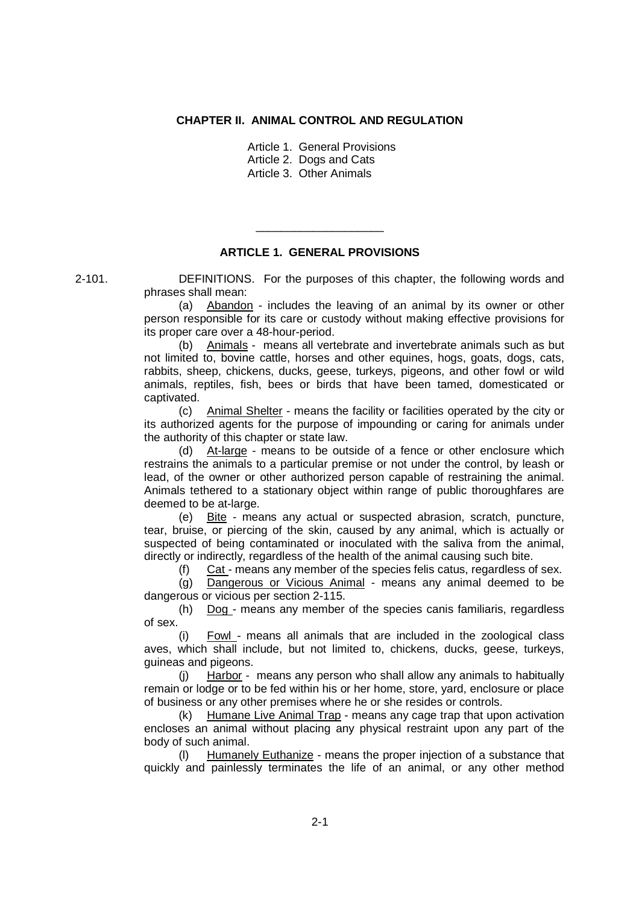# CHAPTER II. ANIMAL CONTROL AND REGULATION

Article 1. General Provisions
Article 2. Dogs and Cats
Article 3. Other Animals

---

## ARTICLE 1. GENERAL PROVISIONS

2-101. DEFINITIONS. For the purposes of this chapter, the following words and phrases shall mean:

(a) Abandon - includes the leaving of an animal by its owner or other person responsible for its care or custody without making effective provisions for its proper care over a 48-hour-period.

(b) Animals - means all vertebrate and invertebrate animals such as but not limited to, bovine cattle, horses and other equines, hogs, goats, dogs, cats, rabbits, sheep, chickens, ducks, geese, turkeys, pigeons, and other fowl or wild animals, reptiles, fish, bees or birds that have been tamed, domesticated or captivated.

(c) Animal Shelter - means the facility or facilities operated by the city or its authorized agents for the purpose of impounding or caring for animals under the authority of this chapter or state law.

(d) At-large - means to be outside of a fence or other enclosure which restrains the animals to a particular premise or not under the control, by leash or lead, of the owner or other authorized person capable of restraining the animal. Animals tethered to a stationary object within range of public thoroughfares are deemed to be at-large.

(e) Bite - means any actual or suspected abrasion, scratch, puncture, tear, bruise, or piercing of the skin, caused by any animal, which is actually or suspected of being contaminated or inoculated with the saliva from the animal, directly or indirectly, regardless of the health of the animal causing such bite.

(f) Cat - means any member of the species felis catus, regardless of sex.

(g) Dangerous or Vicious Animal - means any animal deemed to be dangerous or vicious per section 2-115.

(h) Dog - means any member of the species canis familiaris, regardless of sex.

(i) Fowl - means all animals that are included in the zoological class aves, which shall include, but not limited to, chickens, ducks, geese, turkeys, guineas and pigeons.

(j) Harbor - means any person who shall allow any animals to habitually remain or lodge or to be fed within his or her home, store, yard, enclosure or place of business or any other premises where he or she resides or controls.

(k) Humane Live Animal Trap - means any cage trap that upon activation encloses an animal without placing any physical restraint upon any part of the body of such animal.

(l) Humanely Euthanize - means the proper injection of a substance that quickly and painlessly terminates the life of an animal, or any other method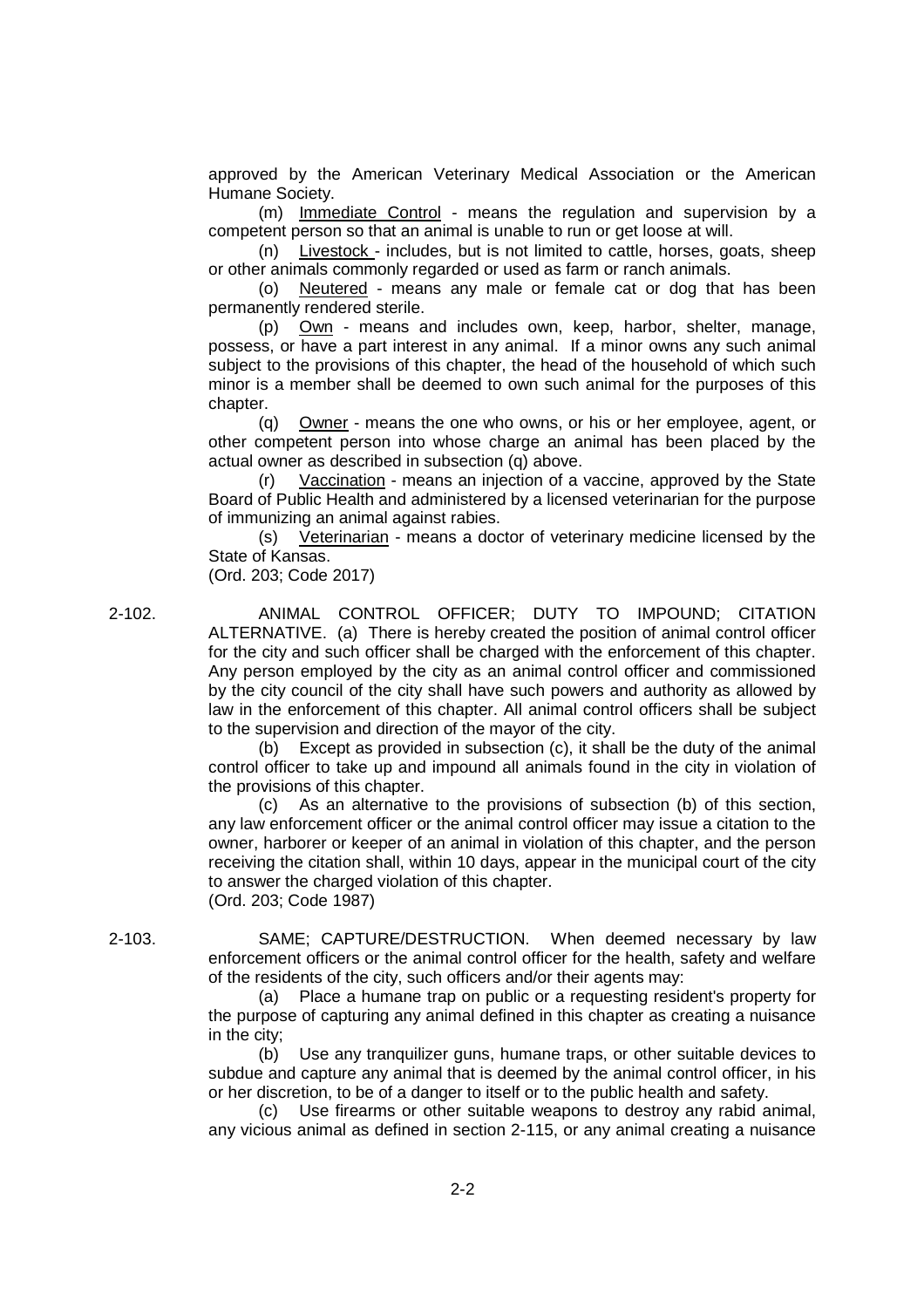approved by the American Veterinary Medical Association or the American Humane Society.

(m) Immediate Control - means the regulation and supervision by a competent person so that an animal is unable to run or get loose at will.

(n) Livestock - includes, but is not limited to cattle, horses, goats, sheep or other animals commonly regarded or used as farm or ranch animals.

(o) Neutered - means any male or female cat or dog that has been permanently rendered sterile.

(p) Own - means and includes own, keep, harbor, shelter, manage, possess, or have a part interest in any animal. If a minor owns any such animal subject to the provisions of this chapter, the head of the household of which such minor is a member shall be deemed to own such animal for the purposes of this chapter.

(q) Owner - means the one who owns, or his or her employee, agent, or other competent person into whose charge an animal has been placed by the actual owner as described in subsection (q) above.

(r) Vaccination - means an injection of a vaccine, approved by the State Board of Public Health and administered by a licensed veterinarian for the purpose of immunizing an animal against rabies.

(s) Veterinarian - means a doctor of veterinary medicine licensed by the State of Kansas.

(Ord. 203; Code 2017)

2-102. ANIMAL CONTROL OFFICER; DUTY TO IMPOUND; CITATION ALTERNATIVE. (a) There is hereby created the position of animal control officer for the city and such officer shall be charged with the enforcement of this chapter. Any person employed by the city as an animal control officer and commissioned by the city council of the city shall have such powers and authority as allowed by law in the enforcement of this chapter. All animal control officers shall be subject to the supervision and direction of the mayor of the city.

(b) Except as provided in subsection (c), it shall be the duty of the animal control officer to take up and impound all animals found in the city in violation of the provisions of this chapter.

(c) As an alternative to the provisions of subsection (b) of this section, any law enforcement officer or the animal control officer may issue a citation to the owner, harborer or keeper of an animal in violation of this chapter, and the person receiving the citation shall, within 10 days, appear in the municipal court of the city to answer the charged violation of this chapter.

(Ord. 203; Code 1987)

2-103. SAME; CAPTURE/DESTRUCTION. When deemed necessary by law enforcement officers or the animal control officer for the health, safety and welfare of the residents of the city, such officers and/or their agents may:

(a) Place a humane trap on public or a requesting resident's property for the purpose of capturing any animal defined in this chapter as creating a nuisance in the city;

(b) Use any tranquilizer guns, humane traps, or other suitable devices to subdue and capture any animal that is deemed by the animal control officer, in his or her discretion, to be of a danger to itself or to the public health and safety.

(c) Use firearms or other suitable weapons to destroy any rabid animal, any vicious animal as defined in section 2-115, or any animal creating a nuisance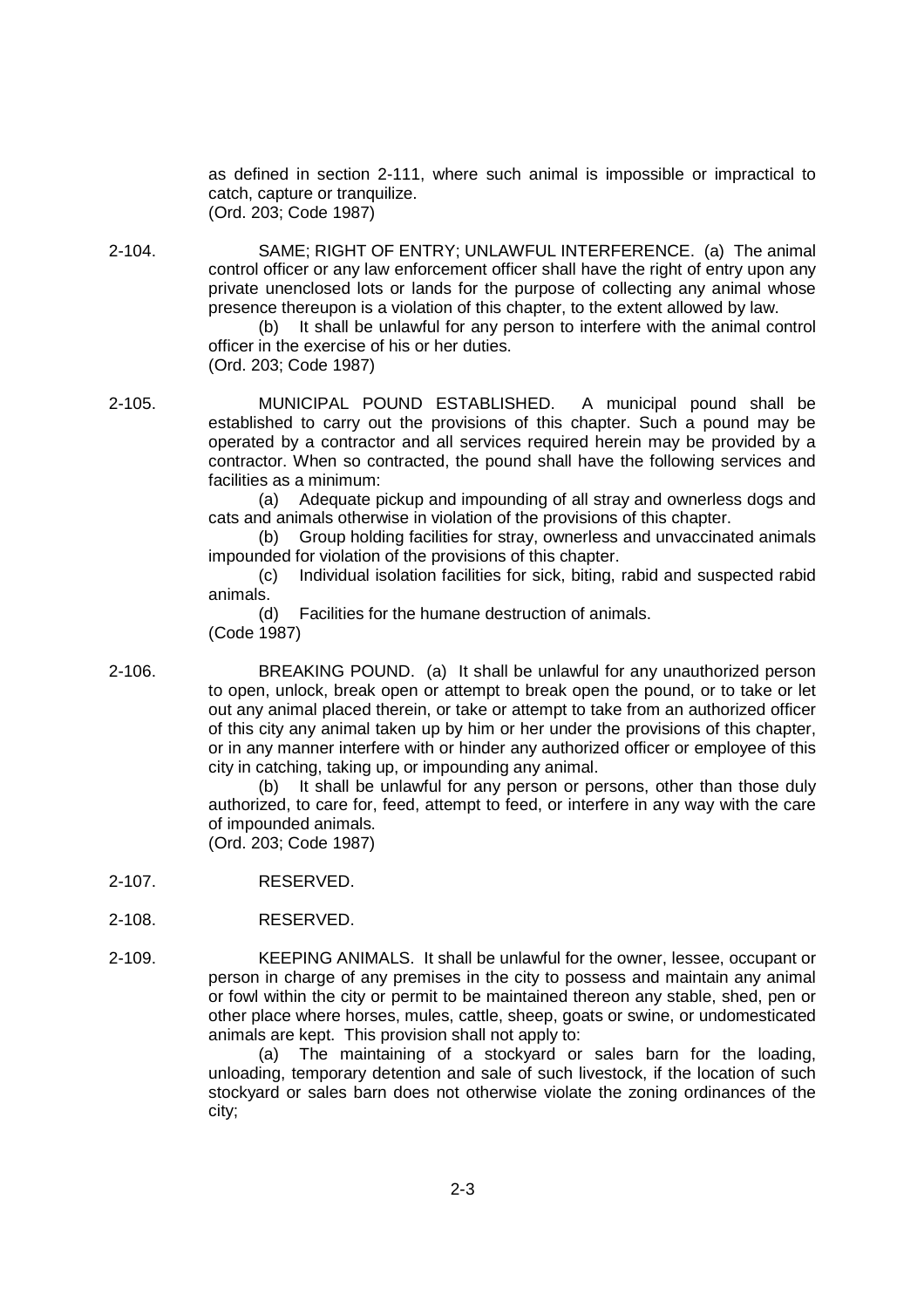as defined in section 2-111, where such animal is impossible or impractical to catch, capture or tranquilize.
(Ord. 203; Code 1987)

2-104. SAME; RIGHT OF ENTRY; UNLAWFUL INTERFERENCE. (a) The animal control officer or any law enforcement officer shall have the right of entry upon any private unenclosed lots or lands for the purpose of collecting any animal whose presence thereupon is a violation of this chapter, to the extent allowed by law.

(b) It shall be unlawful for any person to interfere with the animal control officer in the exercise of his or her duties.
(Ord. 203; Code 1987)

2-105. MUNICIPAL POUND ESTABLISHED. A municipal pound shall be established to carry out the provisions of this chapter. Such a pound may be operated by a contractor and all services required herein may be provided by a contractor. When so contracted, the pound shall have the following services and facilities as a minimum:

(a) Adequate pickup and impounding of all stray and ownerless dogs and cats and animals otherwise in violation of the provisions of this chapter.

(b) Group holding facilities for stray, ownerless and unvaccinated animals impounded for violation of the provisions of this chapter.

(c) Individual isolation facilities for sick, biting, rabid and suspected rabid animals.

(d) Facilities for the humane destruction of animals.
(Code 1987)

2-106. BREAKING POUND. (a) It shall be unlawful for any unauthorized person to open, unlock, break open or attempt to break open the pound, or to take or let out any animal placed therein, or take or attempt to take from an authorized officer of this city any animal taken up by him or her under the provisions of this chapter, or in any manner interfere with or hinder any authorized officer or employee of this city in catching, taking up, or impounding any animal.

(b) It shall be unlawful for any person or persons, other than those duly authorized, to care for, feed, attempt to feed, or interfere in any way with the care of impounded animals.
(Ord. 203; Code 1987)

2-107. RESERVED.

2-108. RESERVED.

2-109. KEEPING ANIMALS. It shall be unlawful for the owner, lessee, occupant or person in charge of any premises in the city to possess and maintain any animal or fowl within the city or permit to be maintained thereon any stable, shed, pen or other place where horses, mules, cattle, sheep, goats or swine, or undomesticated animals are kept. This provision shall not apply to:

(a) The maintaining of a stockyard or sales barn for the loading, unloading, temporary detention and sale of such livestock, if the location of such stockyard or sales barn does not otherwise violate the zoning ordinances of the city;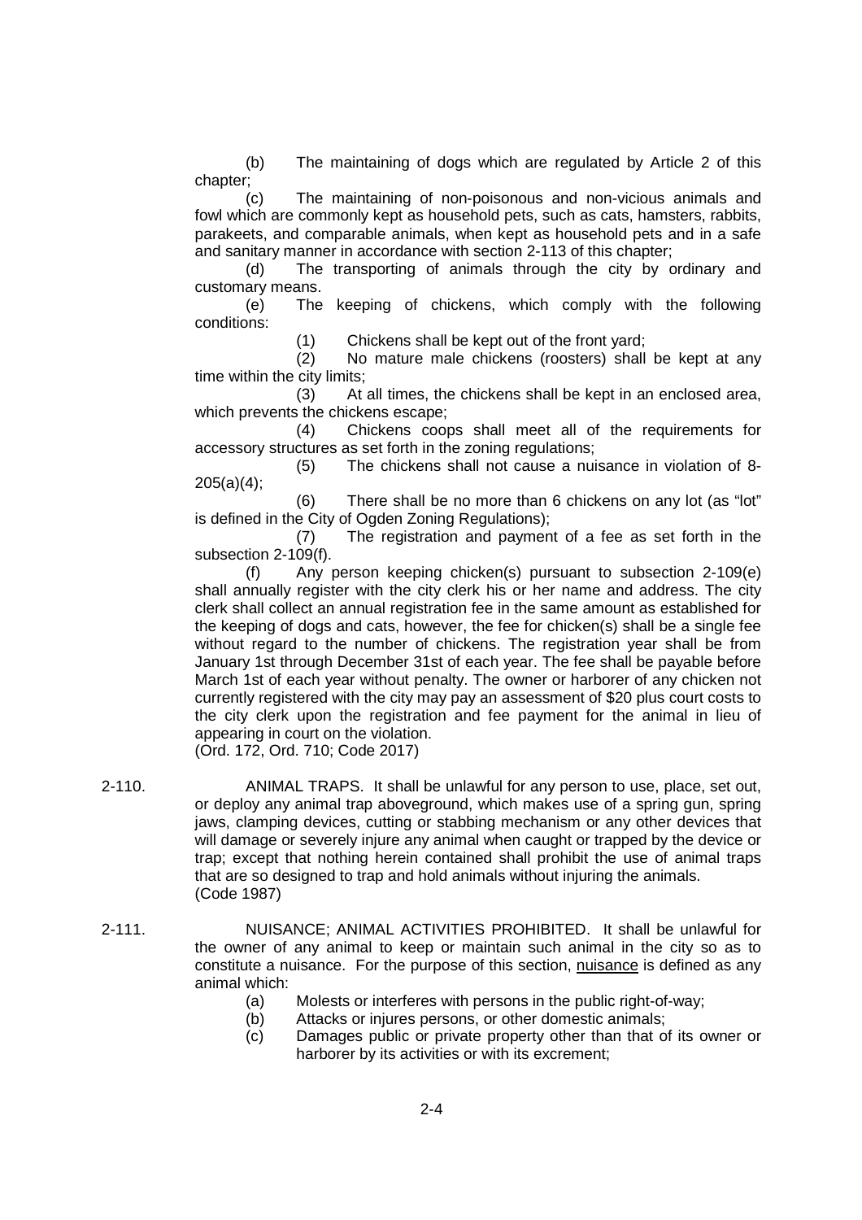(b) The maintaining of dogs which are regulated by Article 2 of this chapter;

(c) The maintaining of non-poisonous and non-vicious animals and fowl which are commonly kept as household pets, such as cats, hamsters, rabbits, parakeets, and comparable animals, when kept as household pets and in a safe and sanitary manner in accordance with section 2-113 of this chapter;

(d) The transporting of animals through the city by ordinary and customary means.

(e) The keeping of chickens, which comply with the following conditions:

(1) Chickens shall be kept out of the front yard;

(2) No mature male chickens (roosters) shall be kept at any time within the city limits;

(3) At all times, the chickens shall be kept in an enclosed area, which prevents the chickens escape;

(4) Chickens coops shall meet all of the requirements for accessory structures as set forth in the zoning regulations;

(5) The chickens shall not cause a nuisance in violation of 8-205(a)(4);

(6) There shall be no more than 6 chickens on any lot (as "lot" is defined in the City of Ogden Zoning Regulations);

(7) The registration and payment of a fee as set forth in the subsection 2-109(f).

(f) Any person keeping chicken(s) pursuant to subsection 2-109(e) shall annually register with the city clerk his or her name and address. The city clerk shall collect an annual registration fee in the same amount as established for the keeping of dogs and cats, however, the fee for chicken(s) shall be a single fee without regard to the number of chickens. The registration year shall be from January 1st through December 31st of each year. The fee shall be payable before March 1st of each year without penalty. The owner or harborer of any chicken not currently registered with the city may pay an assessment of $20 plus court costs to the city clerk upon the registration and fee payment for the animal in lieu of appearing in court on the violation.
(Ord. 172, Ord. 710; Code 2017)

2-110. ANIMAL TRAPS. It shall be unlawful for any person to use, place, set out, or deploy any animal trap aboveground, which makes use of a spring gun, spring jaws, clamping devices, cutting or stabbing mechanism or any other devices that will damage or severely injure any animal when caught or trapped by the device or trap; except that nothing herein contained shall prohibit the use of animal traps that are so designed to trap and hold animals without injuring the animals.
(Code 1987)

2-111. NUISANCE; ANIMAL ACTIVITIES PROHIBITED. It shall be unlawful for the owner of any animal to keep or maintain such animal in the city so as to constitute a nuisance. For the purpose of this section, nuisance is defined as any animal which:

(a) Molests or interferes with persons in the public right-of-way;

(b) Attacks or injures persons, or other domestic animals;

(c) Damages public or private property other than that of its owner or harborer by its activities or with its excrement;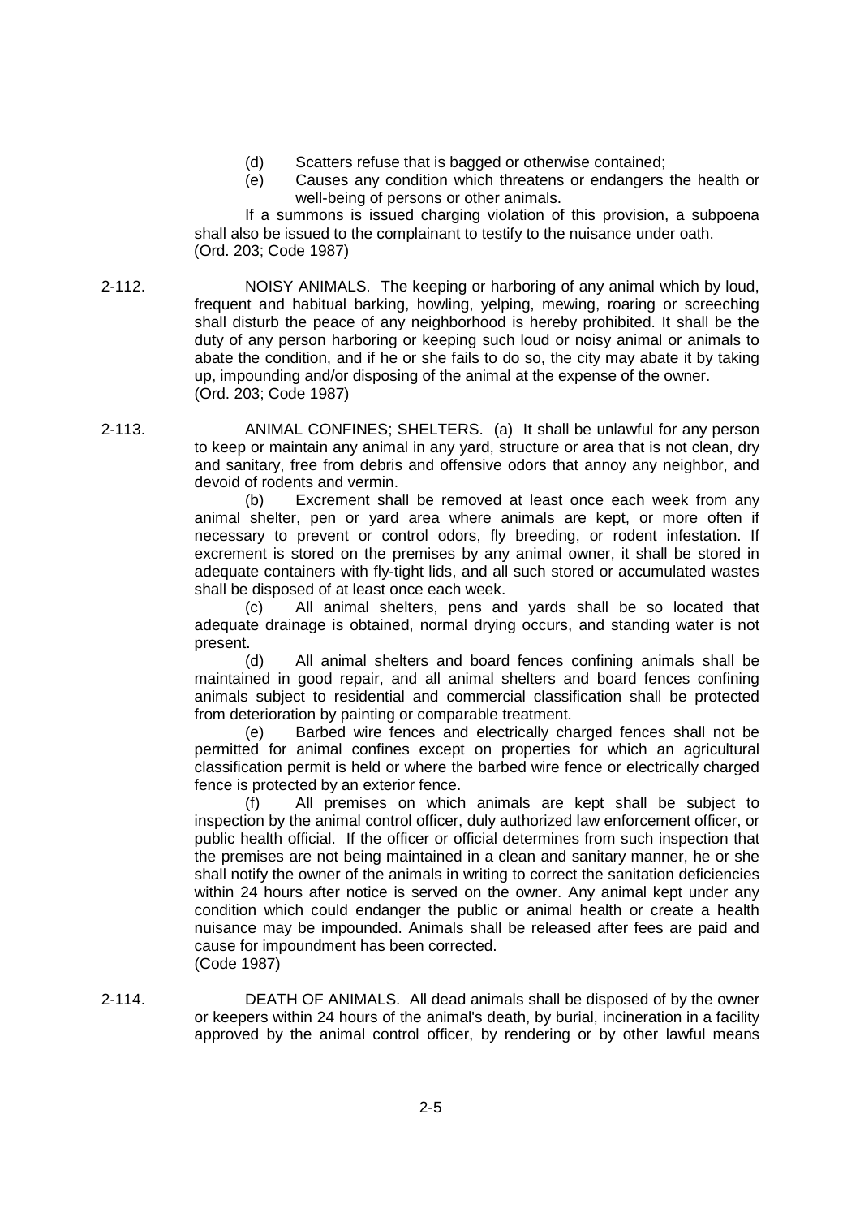(d) Scatters refuse that is bagged or otherwise contained;

(e) Causes any condition which threatens or endangers the health or well-being of persons or other animals.

If a summons is issued charging violation of this provision, a subpoena shall also be issued to the complainant to testify to the nuisance under oath.
(Ord. 203; Code 1987)

2-112. NOISY ANIMALS. The keeping or harboring of any animal which by loud, frequent and habitual barking, howling, yelping, mewing, roaring or screeching shall disturb the peace of any neighborhood is hereby prohibited. It shall be the duty of any person harboring or keeping such loud or noisy animal or animals to abate the condition, and if he or she fails to do so, the city may abate it by taking up, impounding and/or disposing of the animal at the expense of the owner.
(Ord. 203; Code 1987)

2-113. ANIMAL CONFINES; SHELTERS. (a) It shall be unlawful for any person to keep or maintain any animal in any yard, structure or area that is not clean, dry and sanitary, free from debris and offensive odors that annoy any neighbor, and devoid of rodents and vermin.

(b) Excrement shall be removed at least once each week from any animal shelter, pen or yard area where animals are kept, or more often if necessary to prevent or control odors, fly breeding, or rodent infestation. If excrement is stored on the premises by any animal owner, it shall be stored in adequate containers with fly-tight lids, and all such stored or accumulated wastes shall be disposed of at least once each week.

(c) All animal shelters, pens and yards shall be so located that adequate drainage is obtained, normal drying occurs, and standing water is not present.

(d) All animal shelters and board fences confining animals shall be maintained in good repair, and all animal shelters and board fences confining animals subject to residential and commercial classification shall be protected from deterioration by painting or comparable treatment.

(e) Barbed wire fences and electrically charged fences shall not be permitted for animal confines except on properties for which an agricultural classification permit is held or where the barbed wire fence or electrically charged fence is protected by an exterior fence.

(f) All premises on which animals are kept shall be subject to inspection by the animal control officer, duly authorized law enforcement officer, or public health official. If the officer or official determines from such inspection that the premises are not being maintained in a clean and sanitary manner, he or she shall notify the owner of the animals in writing to correct the sanitation deficiencies within 24 hours after notice is served on the owner. Any animal kept under any condition which could endanger the public or animal health or create a health nuisance may be impounded. Animals shall be released after fees are paid and cause for impoundment has been corrected.
(Code 1987)

2-114. DEATH OF ANIMALS. All dead animals shall be disposed of by the owner or keepers within 24 hours of the animal's death, by burial, incineration in a facility approved by the animal control officer, by rendering or by other lawful means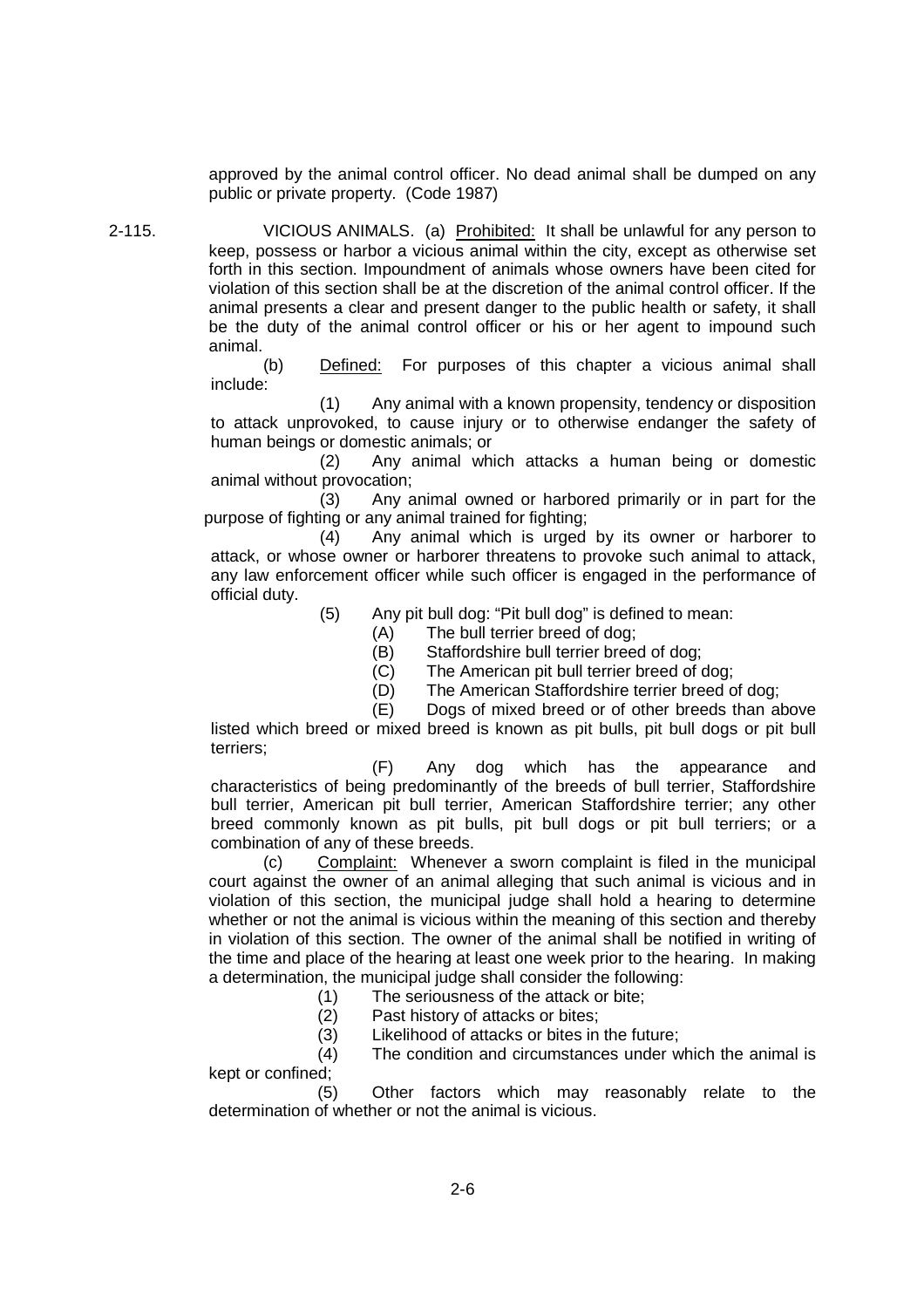approved by the animal control officer. No dead animal shall be dumped on any public or private property. (Code 1987)

2-115. VICIOUS ANIMALS. (a) Prohibited: It shall be unlawful for any person to keep, possess or harbor a vicious animal within the city, except as otherwise set forth in this section. Impoundment of animals whose owners have been cited for violation of this section shall be at the discretion of the animal control officer. If the animal presents a clear and present danger to the public health or safety, it shall be the duty of the animal control officer or his or her agent to impound such animal.

(b) Defined: For purposes of this chapter a vicious animal shall include:

(1) Any animal with a known propensity, tendency or disposition to attack unprovoked, to cause injury or to otherwise endanger the safety of human beings or domestic animals; or

(2) Any animal which attacks a human being or domestic animal without provocation;

(3) Any animal owned or harbored primarily or in part for the purpose of fighting or any animal trained for fighting;

(4) Any animal which is urged by its owner or harborer to attack, or whose owner or harborer threatens to provoke such animal to attack, any law enforcement officer while such officer is engaged in the performance of official duty.

(5) Any pit bull dog: "Pit bull dog" is defined to mean:

(A) The bull terrier breed of dog;

(B) Staffordshire bull terrier breed of dog;

(C) The American pit bull terrier breed of dog;

(D) The American Staffordshire terrier breed of dog;

(E) Dogs of mixed breed or of other breeds than above listed which breed or mixed breed is known as pit bulls, pit bull dogs or pit bull terriers;

(F) Any dog which has the appearance and characteristics of being predominantly of the breeds of bull terrier, Staffordshire bull terrier, American pit bull terrier, American Staffordshire terrier; any other breed commonly known as pit bulls, pit bull dogs or pit bull terriers; or a combination of any of these breeds.

(c) Complaint: Whenever a sworn complaint is filed in the municipal court against the owner of an animal alleging that such animal is vicious and in violation of this section, the municipal judge shall hold a hearing to determine whether or not the animal is vicious within the meaning of this section and thereby in violation of this section. The owner of the animal shall be notified in writing of the time and place of the hearing at least one week prior to the hearing. In making a determination, the municipal judge shall consider the following:

(1) The seriousness of the attack or bite;

(2) Past history of attacks or bites;

(3) Likelihood of attacks or bites in the future;

(4) The condition and circumstances under which the animal is kept or confined;

(5) Other factors which may reasonably relate to the determination of whether or not the animal is vicious.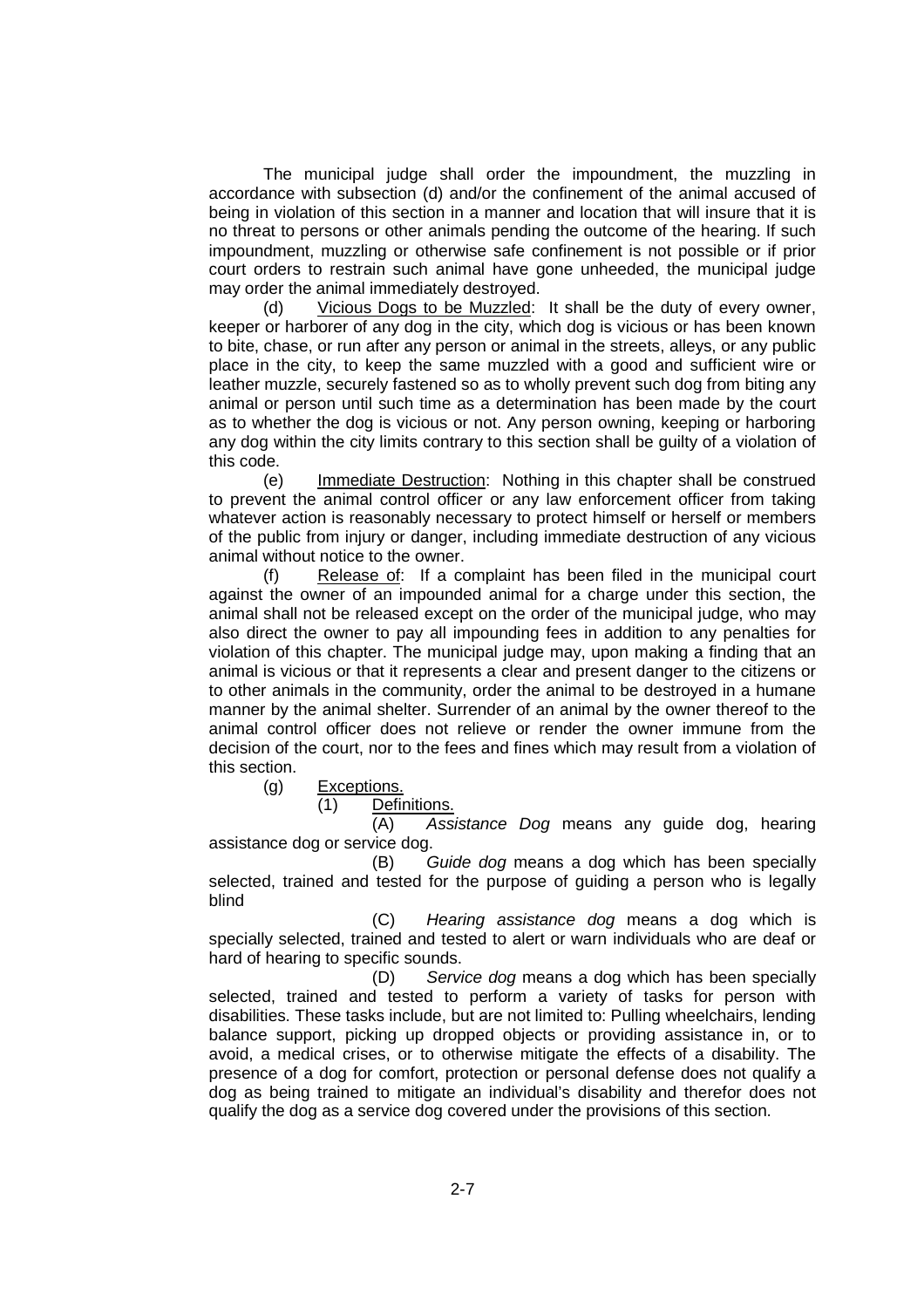The municipal judge shall order the impoundment, the muzzling in accordance with subsection (d) and/or the confinement of the animal accused of being in violation of this section in a manner and location that will insure that it is no threat to persons or other animals pending the outcome of the hearing. If such impoundment, muzzling or otherwise safe confinement is not possible or if prior court orders to restrain such animal have gone unheeded, the municipal judge may order the animal immediately destroyed.

(d) Vicious Dogs to be Muzzled: It shall be the duty of every owner, keeper or harborer of any dog in the city, which dog is vicious or has been known to bite, chase, or run after any person or animal in the streets, alleys, or any public place in the city, to keep the same muzzled with a good and sufficient wire or leather muzzle, securely fastened so as to wholly prevent such dog from biting any animal or person until such time as a determination has been made by the court as to whether the dog is vicious or not. Any person owning, keeping or harboring any dog within the city limits contrary to this section shall be guilty of a violation of this code.

(e) Immediate Destruction: Nothing in this chapter shall be construed to prevent the animal control officer or any law enforcement officer from taking whatever action is reasonably necessary to protect himself or herself or members of the public from injury or danger, including immediate destruction of any vicious animal without notice to the owner.

(f) Release of: If a complaint has been filed in the municipal court against the owner of an impounded animal for a charge under this section, the animal shall not be released except on the order of the municipal judge, who may also direct the owner to pay all impounding fees in addition to any penalties for violation of this chapter. The municipal judge may, upon making a finding that an animal is vicious or that it represents a clear and present danger to the citizens or to other animals in the community, order the animal to be destroyed in a humane manner by the animal shelter. Surrender of an animal by the owner thereof to the animal control officer does not relieve or render the owner immune from the decision of the court, nor to the fees and fines which may result from a violation of this section.

(g) Exceptions.

(1) Definitions.

(A) *Assistance Dog* means any guide dog, hearing assistance dog or service dog.

(B) *Guide dog* means a dog which has been specially selected, trained and tested for the purpose of guiding a person who is legally blind

(C) *Hearing assistance dog* means a dog which is specially selected, trained and tested to alert or warn individuals who are deaf or hard of hearing to specific sounds.

(D) *Service dog* means a dog which has been specially selected, trained and tested to perform a variety of tasks for person with disabilities. These tasks include, but are not limited to: Pulling wheelchairs, lending balance support, picking up dropped objects or providing assistance in, or to avoid, a medical crises, or to otherwise mitigate the effects of a disability. The presence of a dog for comfort, protection or personal defense does not qualify a dog as being trained to mitigate an individual's disability and therefor does not qualify the dog as a service dog covered under the provisions of this section.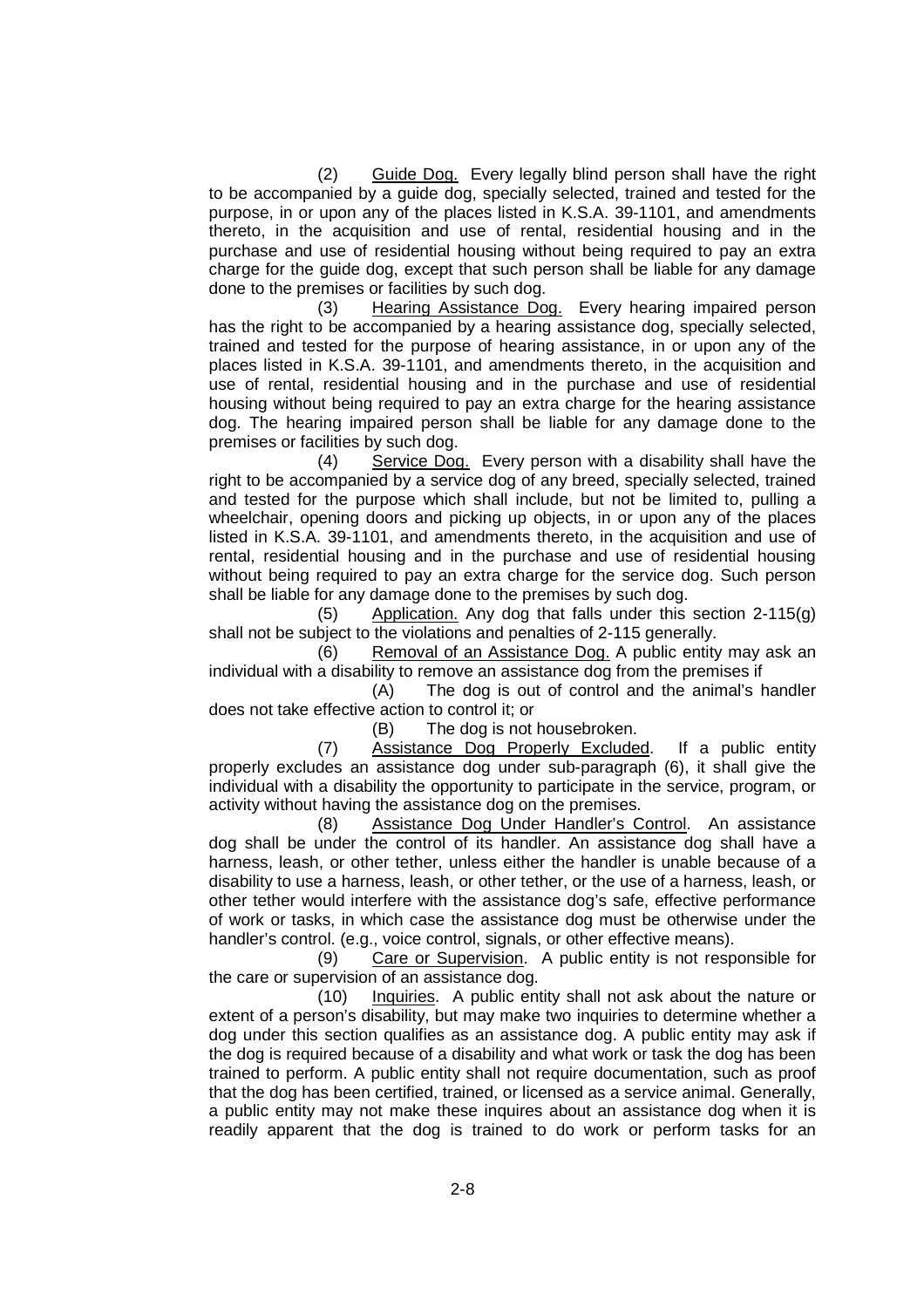(2) Guide Dog. Every legally blind person shall have the right to be accompanied by a guide dog, specially selected, trained and tested for the purpose, in or upon any of the places listed in K.S.A. 39-1101, and amendments thereto, in the acquisition and use of rental, residential housing and in the purchase and use of residential housing without being required to pay an extra charge for the guide dog, except that such person shall be liable for any damage done to the premises or facilities by such dog.

(3) Hearing Assistance Dog. Every hearing impaired person has the right to be accompanied by a hearing assistance dog, specially selected, trained and tested for the purpose of hearing assistance, in or upon any of the places listed in K.S.A. 39-1101, and amendments thereto, in the acquisition and use of rental, residential housing and in the purchase and use of residential housing without being required to pay an extra charge for the hearing assistance dog. The hearing impaired person shall be liable for any damage done to the premises or facilities by such dog.

(4) Service Dog. Every person with a disability shall have the right to be accompanied by a service dog of any breed, specially selected, trained and tested for the purpose which shall include, but not be limited to, pulling a wheelchair, opening doors and picking up objects, in or upon any of the places listed in K.S.A. 39-1101, and amendments thereto, in the acquisition and use of rental, residential housing and in the purchase and use of residential housing without being required to pay an extra charge for the service dog. Such person shall be liable for any damage done to the premises by such dog.

(5) Application. Any dog that falls under this section 2-115(g) shall not be subject to the violations and penalties of 2-115 generally.

(6) Removal of an Assistance Dog. A public entity may ask an individual with a disability to remove an assistance dog from the premises if

(A) The dog is out of control and the animal's handler does not take effective action to control it; or

(B) The dog is not housebroken.

(7) Assistance Dog Properly Excluded. If a public entity properly excludes an assistance dog under sub-paragraph (6), it shall give the individual with a disability the opportunity to participate in the service, program, or activity without having the assistance dog on the premises.

(8) Assistance Dog Under Handler's Control. An assistance dog shall be under the control of its handler. An assistance dog shall have a harness, leash, or other tether, unless either the handler is unable because of a disability to use a harness, leash, or other tether, or the use of a harness, leash, or other tether would interfere with the assistance dog's safe, effective performance of work or tasks, in which case the assistance dog must be otherwise under the handler's control. (e.g., voice control, signals, or other effective means).

(9) Care or Supervision. A public entity is not responsible for the care or supervision of an assistance dog.

(10) Inquiries. A public entity shall not ask about the nature or extent of a person's disability, but may make two inquiries to determine whether a dog under this section qualifies as an assistance dog. A public entity may ask if the dog is required because of a disability and what work or task the dog has been trained to perform. A public entity shall not require documentation, such as proof that the dog has been certified, trained, or licensed as a service animal. Generally, a public entity may not make these inquires about an assistance dog when it is readily apparent that the dog is trained to do work or perform tasks for an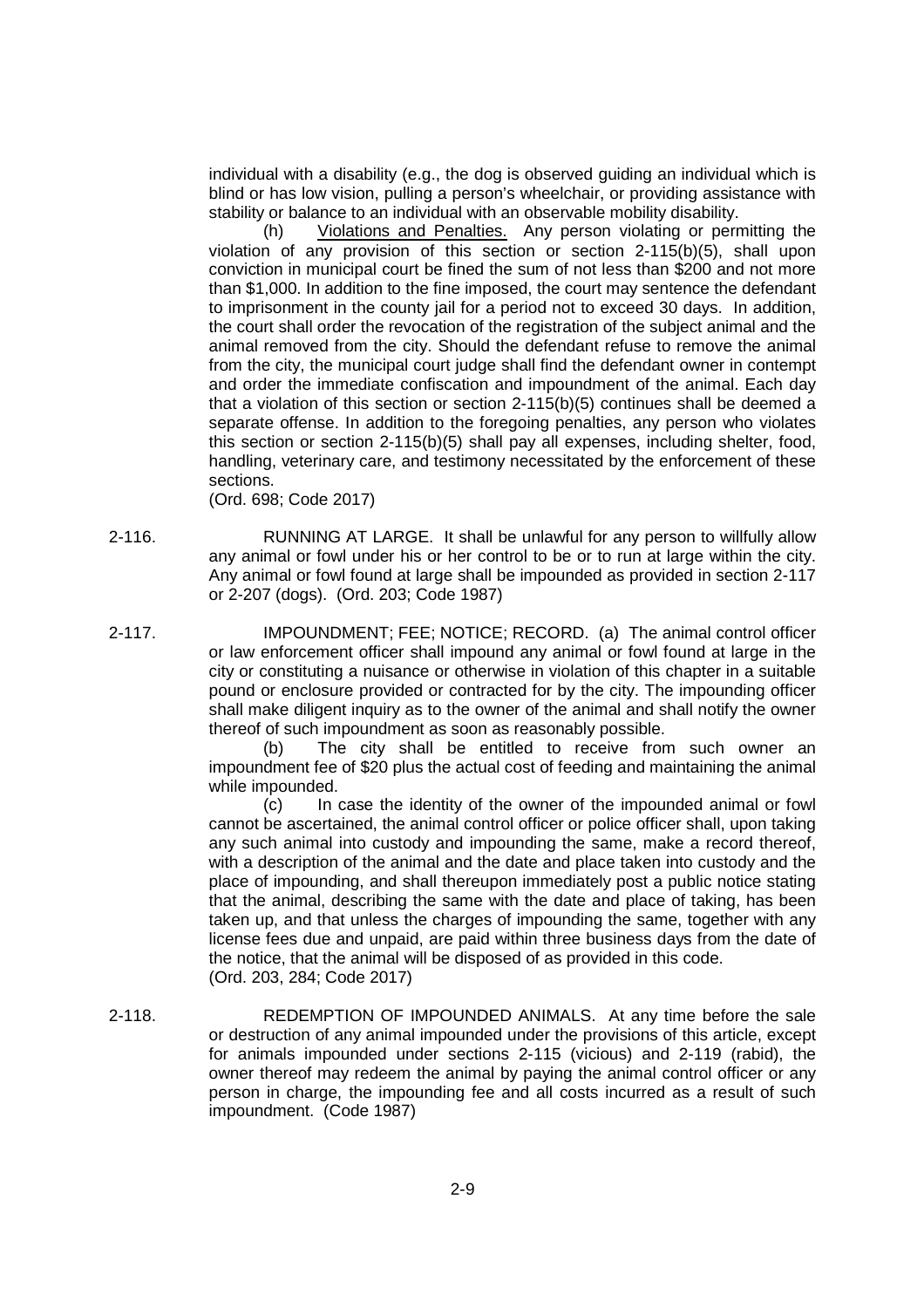individual with a disability (e.g., the dog is observed guiding an individual which is blind or has low vision, pulling a person's wheelchair, or providing assistance with stability or balance to an individual with an observable mobility disability.

(h) Violations and Penalties. Any person violating or permitting the violation of any provision of this section or section 2-115(b)(5), shall upon conviction in municipal court be fined the sum of not less than $200 and not more than $1,000. In addition to the fine imposed, the court may sentence the defendant to imprisonment in the county jail for a period not to exceed 30 days. In addition, the court shall order the revocation of the registration of the subject animal and the animal removed from the city. Should the defendant refuse to remove the animal from the city, the municipal court judge shall find the defendant owner in contempt and order the immediate confiscation and impoundment of the animal. Each day that a violation of this section or section 2-115(b)(5) continues shall be deemed a separate offense. In addition to the foregoing penalties, any person who violates this section or section 2-115(b)(5) shall pay all expenses, including shelter, food, handling, veterinary care, and testimony necessitated by the enforcement of these sections.

(Ord. 698; Code 2017)

2-116. RUNNING AT LARGE. It shall be unlawful for any person to willfully allow any animal or fowl under his or her control to be or to run at large within the city. Any animal or fowl found at large shall be impounded as provided in section 2-117 or 2-207 (dogs). (Ord. 203; Code 1987)

2-117. IMPOUNDMENT; FEE; NOTICE; RECORD. (a) The animal control officer or law enforcement officer shall impound any animal or fowl found at large in the city or constituting a nuisance or otherwise in violation of this chapter in a suitable pound or enclosure provided or contracted for by the city. The impounding officer shall make diligent inquiry as to the owner of the animal and shall notify the owner thereof of such impoundment as soon as reasonably possible.

(b) The city shall be entitled to receive from such owner an impoundment fee of $20 plus the actual cost of feeding and maintaining the animal while impounded.

(c) In case the identity of the owner of the impounded animal or fowl cannot be ascertained, the animal control officer or police officer shall, upon taking any such animal into custody and impounding the same, make a record thereof, with a description of the animal and the date and place taken into custody and the place of impounding, and shall thereupon immediately post a public notice stating that the animal, describing the same with the date and place of taking, has been taken up, and that unless the charges of impounding the same, together with any license fees due and unpaid, are paid within three business days from the date of the notice, that the animal will be disposed of as provided in this code.

(Ord. 203, 284; Code 2017)

2-118. REDEMPTION OF IMPOUNDED ANIMALS. At any time before the sale or destruction of any animal impounded under the provisions of this article, except for animals impounded under sections 2-115 (vicious) and 2-119 (rabid), the owner thereof may redeem the animal by paying the animal control officer or any person in charge, the impounding fee and all costs incurred as a result of such impoundment. (Code 1987)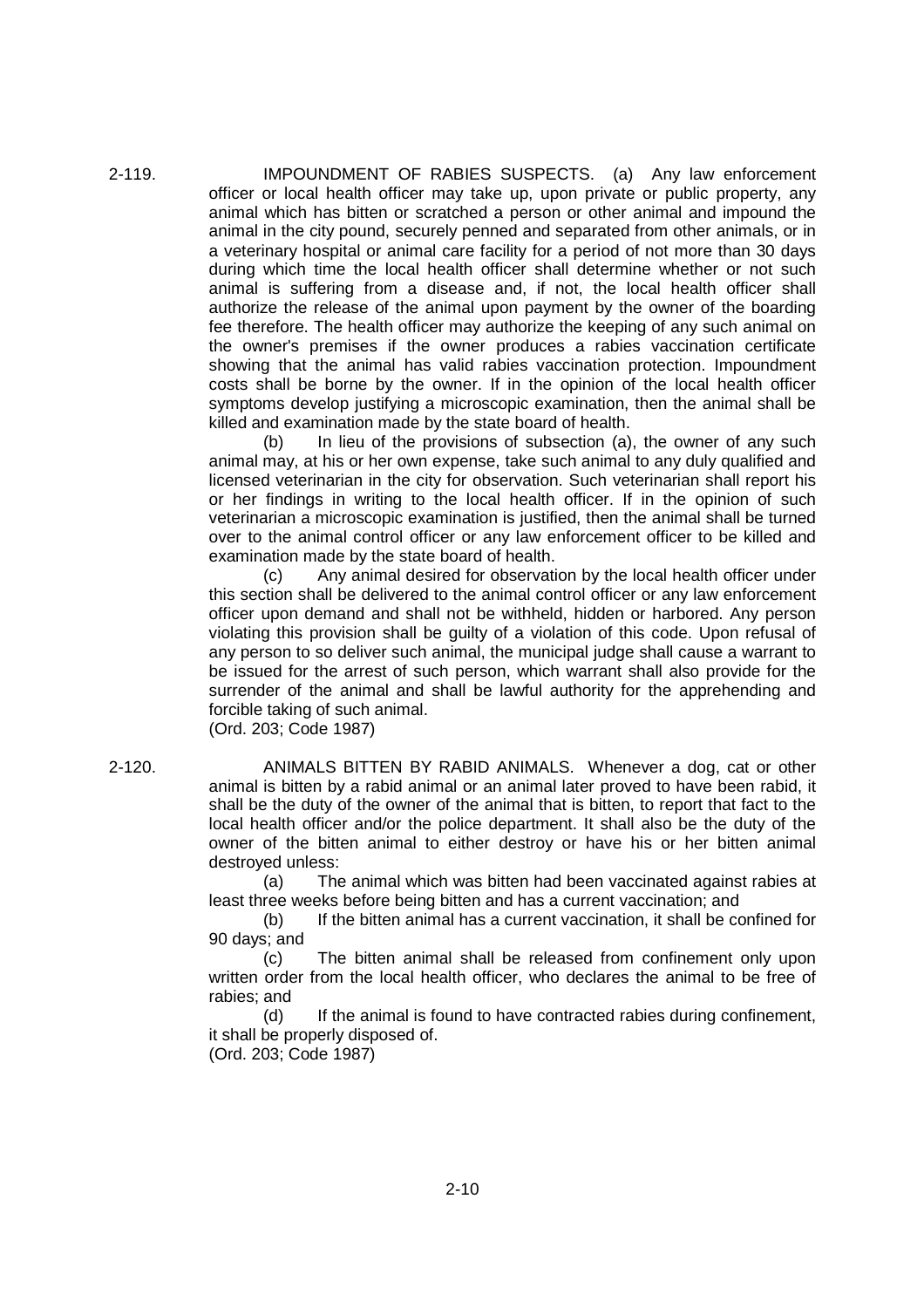2-119. IMPOUNDMENT OF RABIES SUSPECTS. (a) Any law enforcement officer or local health officer may take up, upon private or public property, any animal which has bitten or scratched a person or other animal and impound the animal in the city pound, securely penned and separated from other animals, or in a veterinary hospital or animal care facility for a period of not more than 30 days during which time the local health officer shall determine whether or not such animal is suffering from a disease and, if not, the local health officer shall authorize the release of the animal upon payment by the owner of the boarding fee therefore. The health officer may authorize the keeping of any such animal on the owner's premises if the owner produces a rabies vaccination certificate showing that the animal has valid rabies vaccination protection. Impoundment costs shall be borne by the owner. If in the opinion of the local health officer symptoms develop justifying a microscopic examination, then the animal shall be killed and examination made by the state board of health.

(b) In lieu of the provisions of subsection (a), the owner of any such animal may, at his or her own expense, take such animal to any duly qualified and licensed veterinarian in the city for observation. Such veterinarian shall report his or her findings in writing to the local health officer. If in the opinion of such veterinarian a microscopic examination is justified, then the animal shall be turned over to the animal control officer or any law enforcement officer to be killed and examination made by the state board of health.

(c) Any animal desired for observation by the local health officer under this section shall be delivered to the animal control officer or any law enforcement officer upon demand and shall not be withheld, hidden or harbored. Any person violating this provision shall be guilty of a violation of this code. Upon refusal of any person to so deliver such animal, the municipal judge shall cause a warrant to be issued for the arrest of such person, which warrant shall also provide for the surrender of the animal and shall be lawful authority for the apprehending and forcible taking of such animal.

(Ord. 203; Code 1987)

2-120. ANIMALS BITTEN BY RABID ANIMALS. Whenever a dog, cat or other animal is bitten by a rabid animal or an animal later proved to have been rabid, it shall be the duty of the owner of the animal that is bitten, to report that fact to the local health officer and/or the police department. It shall also be the duty of the owner of the bitten animal to either destroy or have his or her bitten animal destroyed unless:

(a) The animal which was bitten had been vaccinated against rabies at least three weeks before being bitten and has a current vaccination; and

(b) If the bitten animal has a current vaccination, it shall be confined for 90 days; and

(c) The bitten animal shall be released from confinement only upon written order from the local health officer, who declares the animal to be free of rabies; and

(d) If the animal is found to have contracted rabies during confinement, it shall be properly disposed of.

(Ord. 203; Code 1987)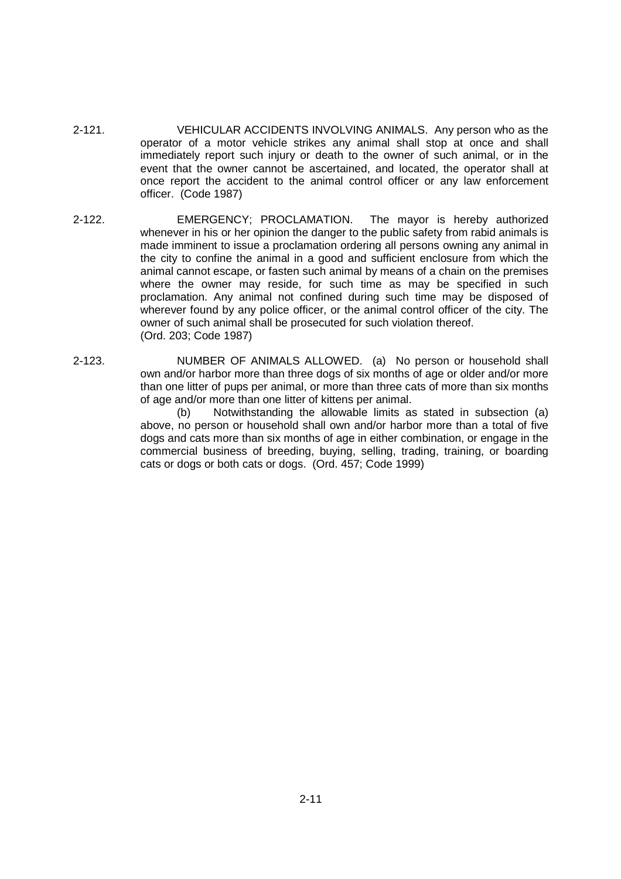2-121. VEHICULAR ACCIDENTS INVOLVING ANIMALS. Any person who as the operator of a motor vehicle strikes any animal shall stop at once and shall immediately report such injury or death to the owner of such animal, or in the event that the owner cannot be ascertained, and located, the operator shall at once report the accident to the animal control officer or any law enforcement officer. (Code 1987)

2-122. EMERGENCY; PROCLAMATION. The mayor is hereby authorized whenever in his or her opinion the danger to the public safety from rabid animals is made imminent to issue a proclamation ordering all persons owning any animal in the city to confine the animal in a good and sufficient enclosure from which the animal cannot escape, or fasten such animal by means of a chain on the premises where the owner may reside, for such time as may be specified in such proclamation. Any animal not confined during such time may be disposed of wherever found by any police officer, or the animal control officer of the city. The owner of such animal shall be prosecuted for such violation thereof.
(Ord. 203; Code 1987)

2-123. NUMBER OF ANIMALS ALLOWED. (a) No person or household shall own and/or harbor more than three dogs of six months of age or older and/or more than one litter of pups per animal, or more than three cats of more than six months of age and/or more than one litter of kittens per animal.

(b) Notwithstanding the allowable limits as stated in subsection (a) above, no person or household shall own and/or harbor more than a total of five dogs and cats more than six months of age in either combination, or engage in the commercial business of breeding, buying, selling, trading, training, or boarding cats or dogs or both cats or dogs. (Ord. 457; Code 1999)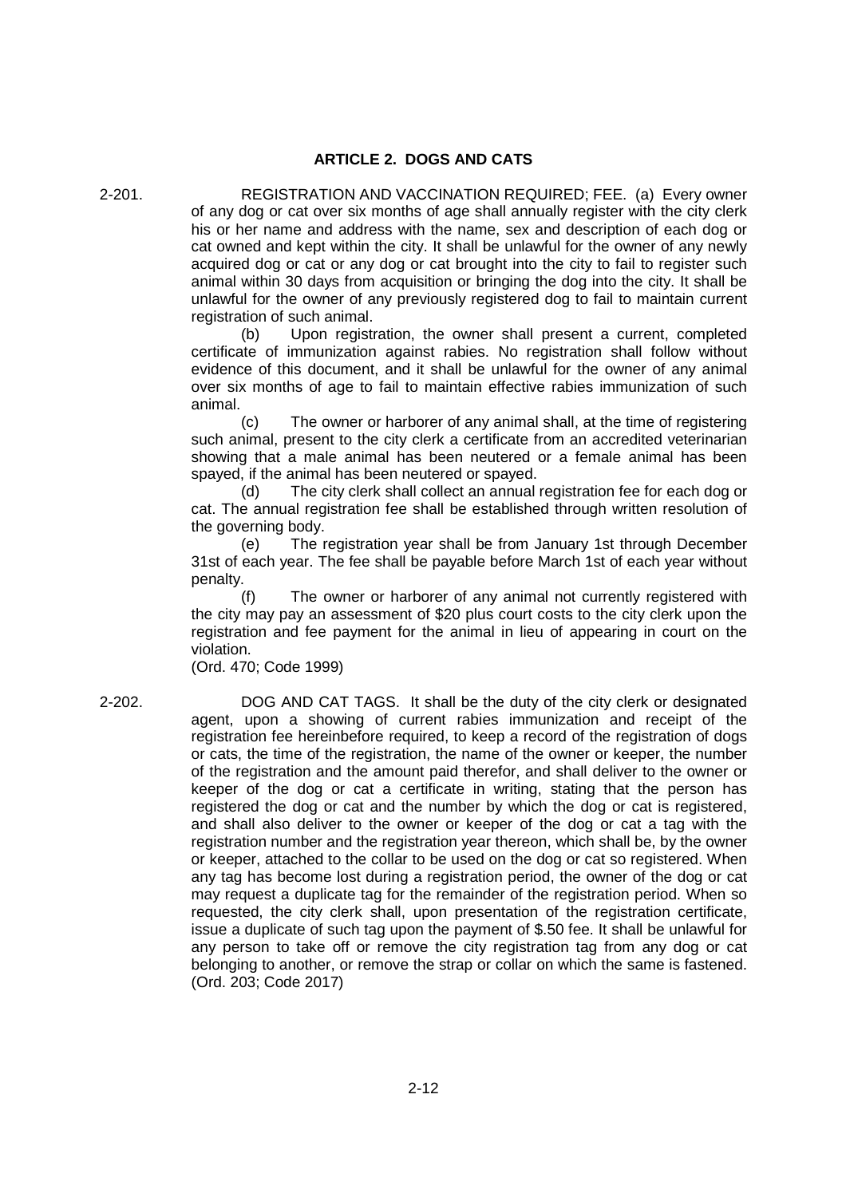## ARTICLE 2. DOGS AND CATS

2-201. REGISTRATION AND VACCINATION REQUIRED; FEE. (a) Every owner of any dog or cat over six months of age shall annually register with the city clerk his or her name and address with the name, sex and description of each dog or cat owned and kept within the city. It shall be unlawful for the owner of any newly acquired dog or cat or any dog or cat brought into the city to fail to register such animal within 30 days from acquisition or bringing the dog into the city. It shall be unlawful for the owner of any previously registered dog to fail to maintain current registration of such animal.

(b) Upon registration, the owner shall present a current, completed certificate of immunization against rabies. No registration shall follow without evidence of this document, and it shall be unlawful for the owner of any animal over six months of age to fail to maintain effective rabies immunization of such animal.

(c) The owner or harborer of any animal shall, at the time of registering such animal, present to the city clerk a certificate from an accredited veterinarian showing that a male animal has been neutered or a female animal has been spayed, if the animal has been neutered or spayed.

(d) The city clerk shall collect an annual registration fee for each dog or cat. The annual registration fee shall be established through written resolution of the governing body.

(e) The registration year shall be from January 1st through December 31st of each year. The fee shall be payable before March 1st of each year without penalty.

(f) The owner or harborer of any animal not currently registered with the city may pay an assessment of $20 plus court costs to the city clerk upon the registration and fee payment for the animal in lieu of appearing in court on the violation.

(Ord. 470; Code 1999)

2-202. DOG AND CAT TAGS. It shall be the duty of the city clerk or designated agent, upon a showing of current rabies immunization and receipt of the registration fee hereinbefore required, to keep a record of the registration of dogs or cats, the time of the registration, the name of the owner or keeper, the number of the registration and the amount paid therefor, and shall deliver to the owner or keeper of the dog or cat a certificate in writing, stating that the person has registered the dog or cat and the number by which the dog or cat is registered, and shall also deliver to the owner or keeper of the dog or cat a tag with the registration number and the registration year thereon, which shall be, by the owner or keeper, attached to the collar to be used on the dog or cat so registered. When any tag has become lost during a registration period, the owner of the dog or cat may request a duplicate tag for the remainder of the registration period. When so requested, the city clerk shall, upon presentation of the registration certificate, issue a duplicate of such tag upon the payment of $.50 fee. It shall be unlawful for any person to take off or remove the city registration tag from any dog or cat belonging to another, or remove the strap or collar on which the same is fastened.

(Ord. 203; Code 2017)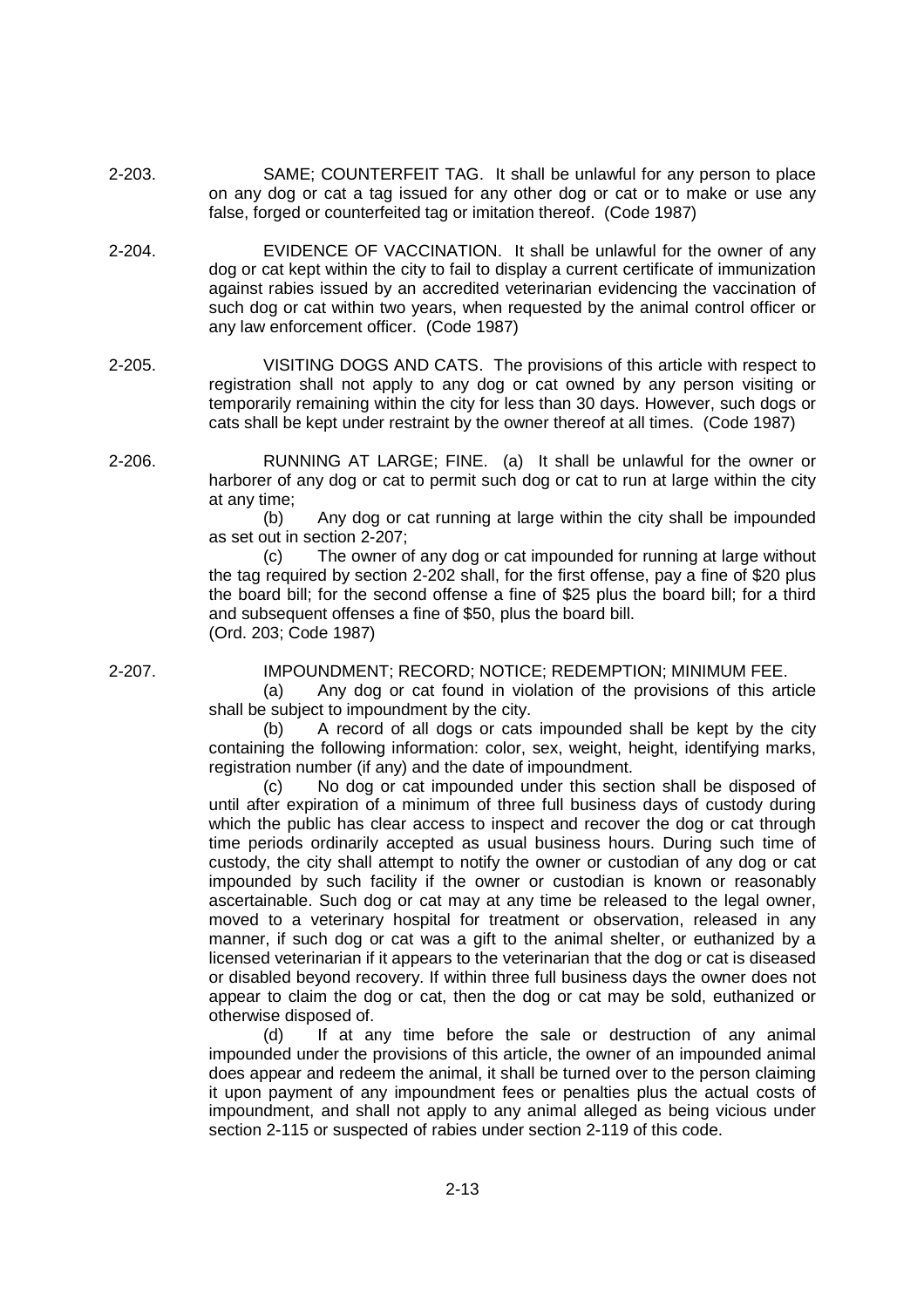2-203. SAME; COUNTERFEIT TAG. It shall be unlawful for any person to place on any dog or cat a tag issued for any other dog or cat or to make or use any false, forged or counterfeited tag or imitation thereof. (Code 1987)

2-204. EVIDENCE OF VACCINATION. It shall be unlawful for the owner of any dog or cat kept within the city to fail to display a current certificate of immunization against rabies issued by an accredited veterinarian evidencing the vaccination of such dog or cat within two years, when requested by the animal control officer or any law enforcement officer. (Code 1987)

2-205. VISITING DOGS AND CATS. The provisions of this article with respect to registration shall not apply to any dog or cat owned by any person visiting or temporarily remaining within the city for less than 30 days. However, such dogs or cats shall be kept under restraint by the owner thereof at all times. (Code 1987)

2-206. RUNNING AT LARGE; FINE. (a) It shall be unlawful for the owner or harborer of any dog or cat to permit such dog or cat to run at large within the city at any time;

(b) Any dog or cat running at large within the city shall be impounded as set out in section 2-207;

(c) The owner of any dog or cat impounded for running at large without the tag required by section 2-202 shall, for the first offense, pay a fine of $20 plus the board bill; for the second offense a fine of $25 plus the board bill; for a third and subsequent offenses a fine of $50, plus the board bill.
(Ord. 203; Code 1987)

2-207. IMPOUNDMENT; RECORD; NOTICE; REDEMPTION; MINIMUM FEE.

(a) Any dog or cat found in violation of the provisions of this article shall be subject to impoundment by the city.

(b) A record of all dogs or cats impounded shall be kept by the city containing the following information: color, sex, weight, height, identifying marks, registration number (if any) and the date of impoundment.

(c) No dog or cat impounded under this section shall be disposed of until after expiration of a minimum of three full business days of custody during which the public has clear access to inspect and recover the dog or cat through time periods ordinarily accepted as usual business hours. During such time of custody, the city shall attempt to notify the owner or custodian of any dog or cat impounded by such facility if the owner or custodian is known or reasonably ascertainable. Such dog or cat may at any time be released to the legal owner, moved to a veterinary hospital for treatment or observation, released in any manner, if such dog or cat was a gift to the animal shelter, or euthanized by a licensed veterinarian if it appears to the veterinarian that the dog or cat is diseased or disabled beyond recovery. If within three full business days the owner does not appear to claim the dog or cat, then the dog or cat may be sold, euthanized or otherwise disposed of.

(d) If at any time before the sale or destruction of any animal impounded under the provisions of this article, the owner of an impounded animal does appear and redeem the animal, it shall be turned over to the person claiming it upon payment of any impoundment fees or penalties plus the actual costs of impoundment, and shall not apply to any animal alleged as being vicious under section 2-115 or suspected of rabies under section 2-119 of this code.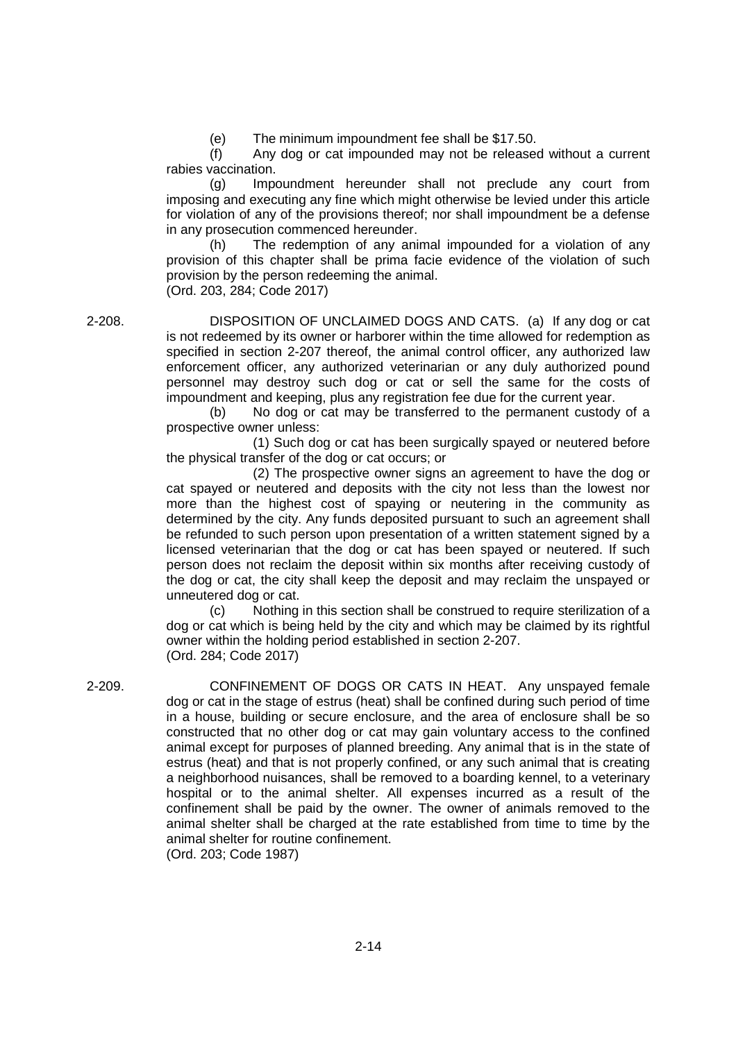(e) The minimum impoundment fee shall be $17.50.

(f) Any dog or cat impounded may not be released without a current rabies vaccination.

(g) Impoundment hereunder shall not preclude any court from imposing and executing any fine which might otherwise be levied under this article for violation of any of the provisions thereof; nor shall impoundment be a defense in any prosecution commenced hereunder.

(h) The redemption of any animal impounded for a violation of any provision of this chapter shall be prima facie evidence of the violation of such provision by the person redeeming the animal.

(Ord. 203, 284; Code 2017)

2-208. DISPOSITION OF UNCLAIMED DOGS AND CATS. (a) If any dog or cat is not redeemed by its owner or harborer within the time allowed for redemption as specified in section 2-207 thereof, the animal control officer, any authorized law enforcement officer, any authorized veterinarian or any duly authorized pound personnel may destroy such dog or cat or sell the same for the costs of impoundment and keeping, plus any registration fee due for the current year.

(b) No dog or cat may be transferred to the permanent custody of a prospective owner unless:

(1) Such dog or cat has been surgically spayed or neutered before the physical transfer of the dog or cat occurs; or

(2) The prospective owner signs an agreement to have the dog or cat spayed or neutered and deposits with the city not less than the lowest nor more than the highest cost of spaying or neutering in the community as determined by the city. Any funds deposited pursuant to such an agreement shall be refunded to such person upon presentation of a written statement signed by a licensed veterinarian that the dog or cat has been spayed or neutered. If such person does not reclaim the deposit within six months after receiving custody of the dog or cat, the city shall keep the deposit and may reclaim the unspayed or unneutered dog or cat.

(c) Nothing in this section shall be construed to require sterilization of a dog or cat which is being held by the city and which may be claimed by its rightful owner within the holding period established in section 2-207.

(Ord. 284; Code 2017)

2-209. CONFINEMENT OF DOGS OR CATS IN HEAT. Any unspayed female dog or cat in the stage of estrus (heat) shall be confined during such period of time in a house, building or secure enclosure, and the area of enclosure shall be so constructed that no other dog or cat may gain voluntary access to the confined animal except for purposes of planned breeding. Any animal that is in the state of estrus (heat) and that is not properly confined, or any such animal that is creating a neighborhood nuisances, shall be removed to a boarding kennel, to a veterinary hospital or to the animal shelter. All expenses incurred as a result of the confinement shall be paid by the owner. The owner of animals removed to the animal shelter shall be charged at the rate established from time to time by the animal shelter for routine confinement.

(Ord. 203; Code 1987)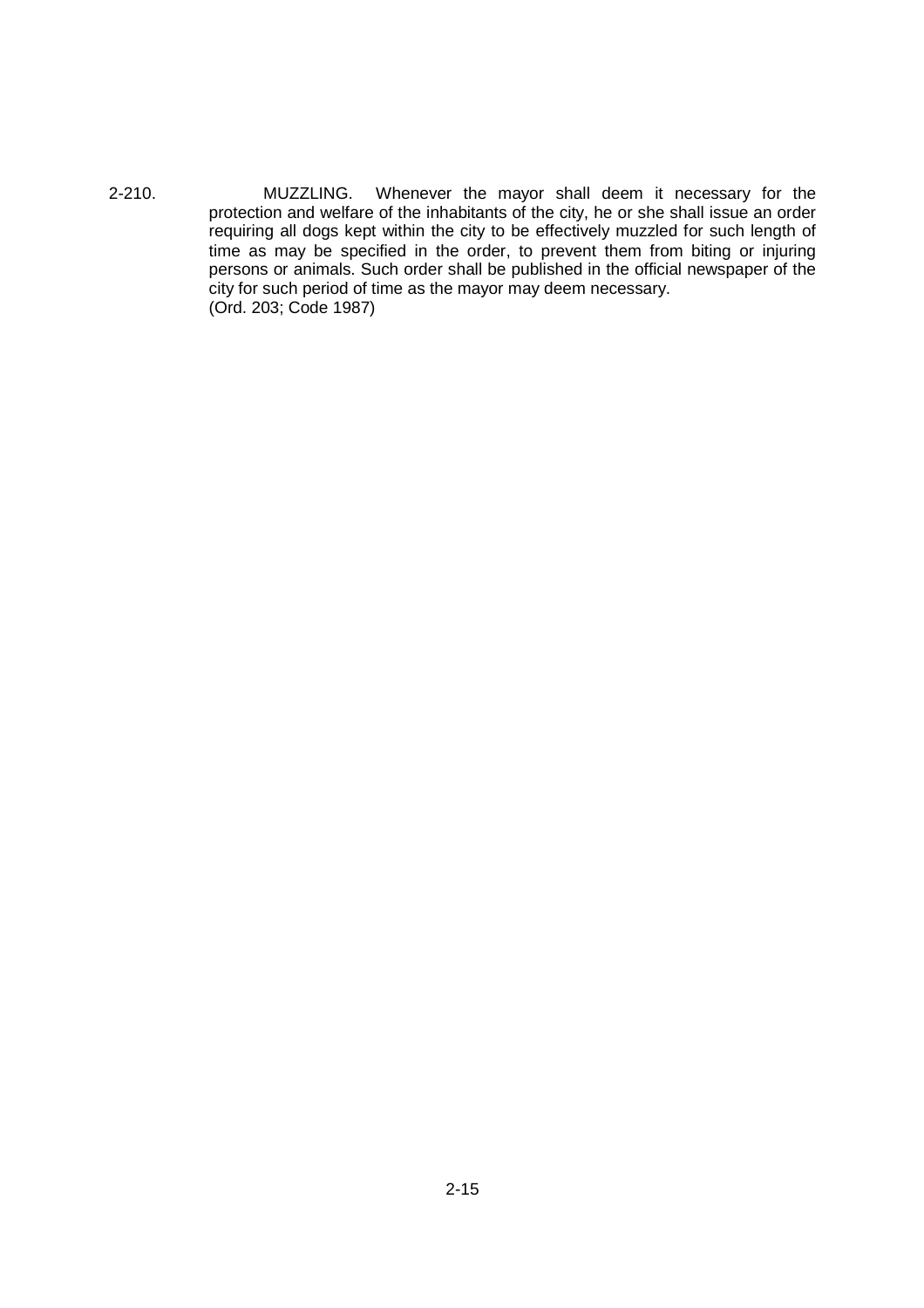2-210. MUZZLING. Whenever the mayor shall deem it necessary for the protection and welfare of the inhabitants of the city, he or she shall issue an order requiring all dogs kept within the city to be effectively muzzled for such length of time as may be specified in the order, to prevent them from biting or injuring persons or animals. Such order shall be published in the official newspaper of the city for such period of time as the mayor may deem necessary.
(Ord. 203; Code 1987)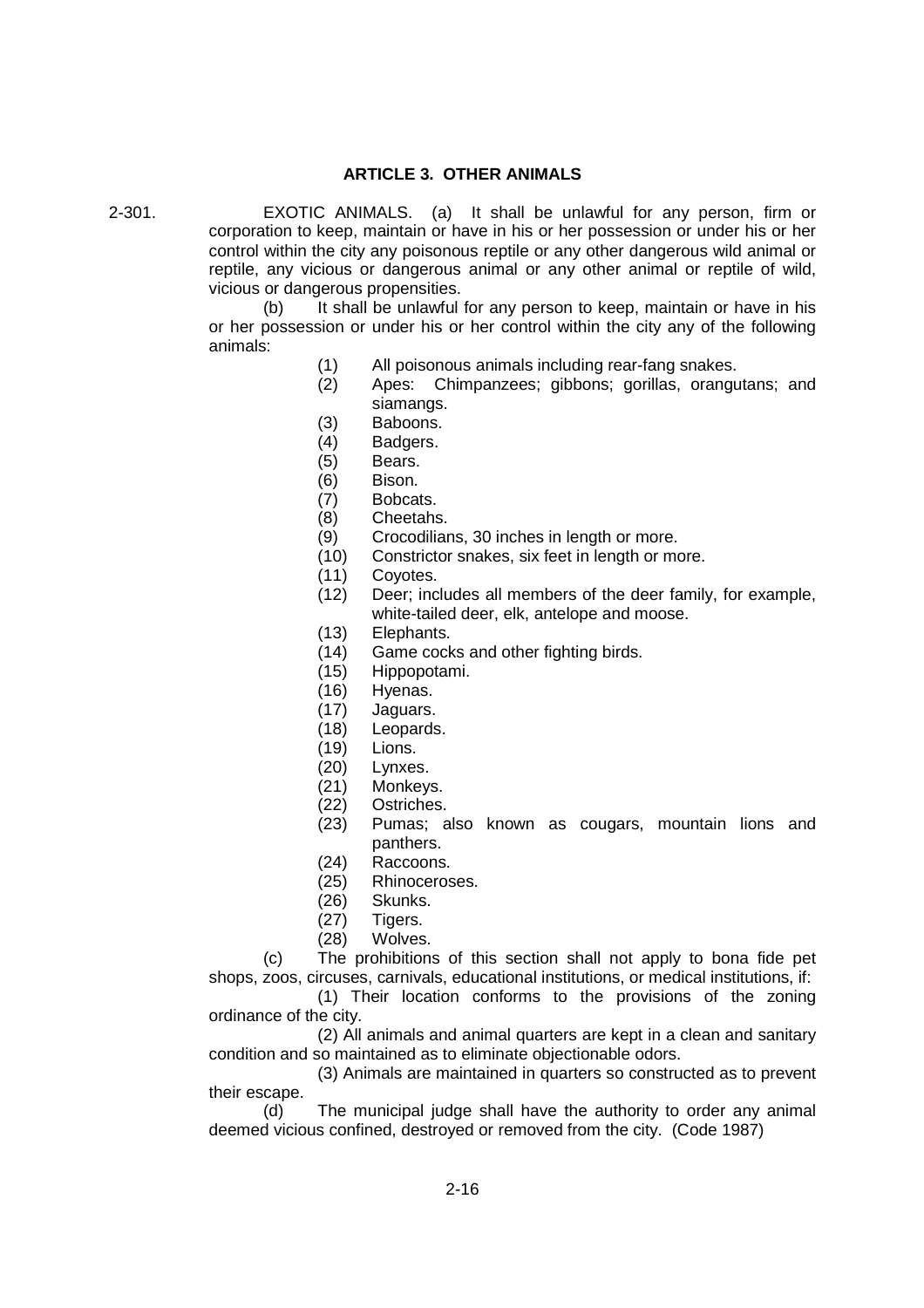## ARTICLE 3. OTHER ANIMALS

2-301. EXOTIC ANIMALS. (a) It shall be unlawful for any person, firm or corporation to keep, maintain or have in his or her possession or under his or her control within the city any poisonous reptile or any other dangerous wild animal or reptile, any vicious or dangerous animal or any other animal or reptile of wild, vicious or dangerous propensities.

(b) It shall be unlawful for any person to keep, maintain or have in his or her possession or under his or her control within the city any of the following animals:

(1) All poisonous animals including rear-fang snakes.
(2) Apes: Chimpanzees; gibbons; gorillas, orangutans; and siamangs.
(3) Baboons.
(4) Badgers.
(5) Bears.
(6) Bison.
(7) Bobcats.
(8) Cheetahs.
(9) Crocodilians, 30 inches in length or more.
(10) Constrictor snakes, six feet in length or more.
(11) Coyotes.
(12) Deer; includes all members of the deer family, for example, white-tailed deer, elk, antelope and moose.
(13) Elephants.
(14) Game cocks and other fighting birds.
(15) Hippopotami.
(16) Hyenas.
(17) Jaguars.
(18) Leopards.
(19) Lions.
(20) Lynxes.
(21) Monkeys.
(22) Ostriches.
(23) Pumas; also known as cougars, mountain lions and panthers.
(24) Raccoons.
(25) Rhinoceroses.
(26) Skunks.
(27) Tigers.
(28) Wolves.

(c) The prohibitions of this section shall not apply to bona fide pet shops, zoos, circuses, carnivals, educational institutions, or medical institutions, if:

(1) Their location conforms to the provisions of the zoning ordinance of the city.

(2) All animals and animal quarters are kept in a clean and sanitary condition and so maintained as to eliminate objectionable odors.

(3) Animals are maintained in quarters so constructed as to prevent their escape.

(d) The municipal judge shall have the authority to order any animal deemed vicious confined, destroyed or removed from the city. (Code 1987)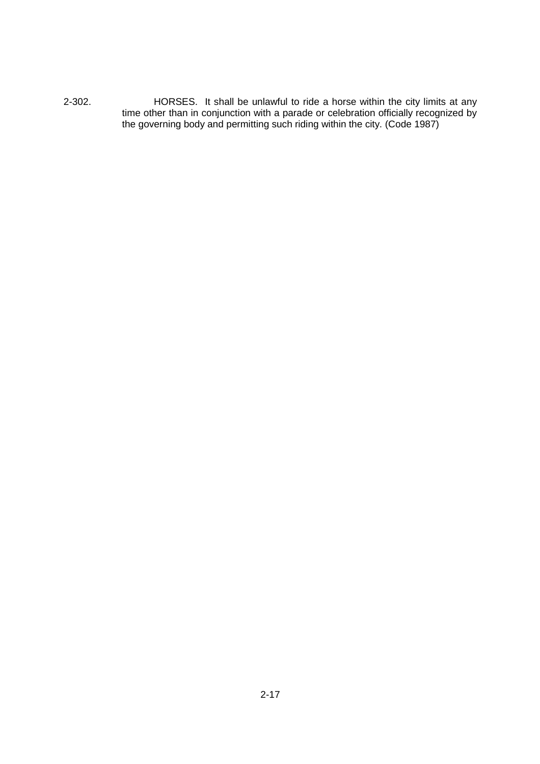2-302. HORSES. It shall be unlawful to ride a horse within the city limits at any time other than in conjunction with a parade or celebration officially recognized by the governing body and permitting such riding within the city. (Code 1987)